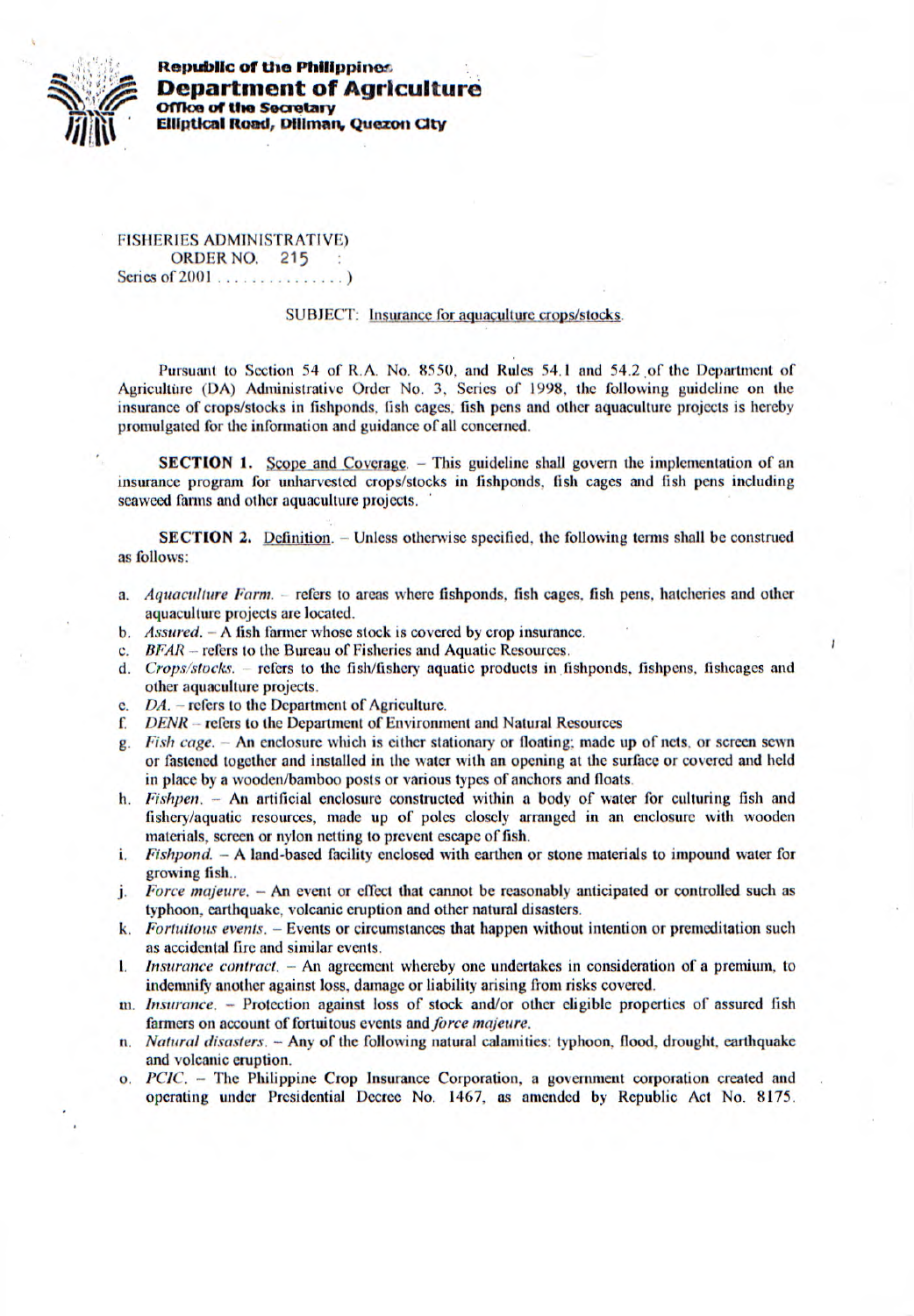**Republic of the Philippines**
**Department of Agriculture**
**Office of the Secretary**
**Elliptical Road, Diliman, Quezon City**

FISHERIES ADMINISTRATIVE)
ORDER NO. 215 :
Series of 2001 . . . . . . . . . . . . . . . )

SUBJECT: Insurance for aquaculture crops/stocks.

Pursuant to Section 54 of R.A. No. 8550, and Rules 54.1 and 54.2 of the Department of Agriculture (DA) Administrative Order No. 3, Series of 1998, the following guideline on the insurance of crops/stocks in fishponds, fish cages, fish pens and other aquaculture projects is hereby promulgated for the information and guidance of all concerned.

**SECTION 1.** Scope and Coverage. – This guideline shall govern the implementation of an insurance program for unharvested crops/stocks in fishponds, fish cages and fish pens including seaweed farms and other aquaculture projects.

**SECTION 2.** Definition. – Unless otherwise specified, the following terms shall be construed as follows:

a. *Aquaculture Farm.* – refers to areas where fishponds, fish cages, fish pens, hatcheries and other aquaculture projects are located.
b. *Assured.* – A fish farmer whose stock is covered by crop insurance.
c. *BFAR* – refers to the Bureau of Fisheries and Aquatic Resources.
d. *Crops/stocks.* – refers to the fish/fishery aquatic products in fishponds, fishpens, fishcages and other aquaculture projects.
e. *DA.* – refers to the Department of Agriculture.
f. *DENR* – refers to the Department of Environment and Natural Resources
g. *Fish cage.* – An enclosure which is either stationary or floating; made up of nets, or screen sewn or fastened together and installed in the water with an opening at the surface or covered and held in place by a wooden/bamboo posts or various types of anchors and floats.
h. *Fishpen.* – An artificial enclosure constructed within a body of water for culturing fish and fishery/aquatic resources, made up of poles closely arranged in an enclosure with wooden materials, screen or nylon netting to prevent escape of fish.
i. *Fishpond.* – A land-based facility enclosed with earthen or stone materials to impound water for growing fish..
j. *Force majeure.* – An event or effect that cannot be reasonably anticipated or controlled such as typhoon, earthquake, volcanic eruption and other natural disasters.
k. *Fortuitous events.* – Events or circumstances that happen without intention or premeditation such as accidental fire and similar events.
l. *Insurance contract.* – An agreement whereby one undertakes in consideration of a premium, to indemnify another against loss, damage or liability arising from risks covered.
m. *Insurance.* – Protection against loss of stock and/or other eligible properties of assured fish farmers on account of fortuitous events and *force majeure*.
n. *Natural disasters.* – Any of the following natural calamities: typhoon, flood, drought, earthquake and volcanic eruption.
o. *PCIC.* – The Philippine Crop Insurance Corporation, a government corporation created and operating under Presidential Decree No. 1467, as amended by Republic Act No. 8175.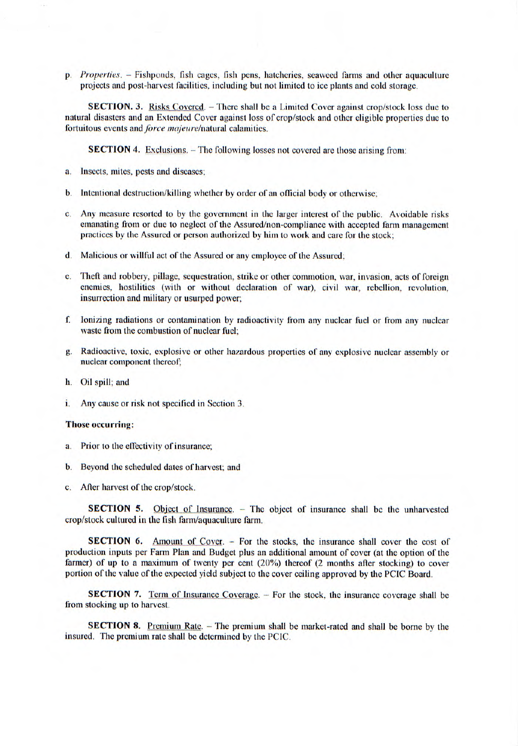p. *Properties*. – Fishponds, fish cages, fish pens, hatcheries, seaweed farms and other aquaculture projects and post-harvest facilities, including but not limited to ice plants and cold storage.

**SECTION. 3.** Risks Covered. – There shall be a Limited Cover against crop/stock loss due to natural disasters and an Extended Cover against loss of crop/stock and other eligible properties due to fortuitous events and *force majeure*/natural calamities.

**SECTION 4.** Exclusions. – The following losses not covered are those arising from:

a. Insects, mites, pests and diseases;

b. Intentional destruction/killing whether by order of an official body or otherwise;

c. Any measure resorted to by the government in the larger interest of the public. Avoidable risks emanating from or due to neglect of the Assured/non-compliance with accepted farm management practices by the Assured or person authorized by him to work and care for the stock;

d. Malicious or willful act of the Assured or any employee of the Assured;

e. Theft and robbery, pillage, sequestration, strike or other commotion, war, invasion, acts of foreign enemies, hostilities (with or without declaration of war), civil war, rebellion, revolution, insurrection and military or usurped power;

f. Ionizing radiations or contamination by radioactivity from any nuclear fuel or from any nuclear waste from the combustion of nuclear fuel;

g. Radioactive, toxic, explosive or other hazardous properties of any explosive nuclear assembly or nuclear component thereof;

h. Oil spill; and

i. Any cause or risk not specified in Section 3.

**Those occurring:**

a. Prior to the effectivity of insurance;

b. Beyond the scheduled dates of harvest; and

c. After harvest of the crop/stock.

**SECTION 5.** Object of Insurance. – The object of insurance shall be the unharvested crop/stock cultured in the fish farm/aquaculture farm.

**SECTION 6.** Amount of Cover. – For the stocks, the insurance shall cover the cost of production inputs per Farm Plan and Budget plus an additional amount of cover (at the option of the farmer) of up to a maximum of twenty per cent (20%) thereof (2 months after stocking) to cover portion of the value of the expected yield subject to the cover ceiling approved by the PCIC Board.

**SECTION 7.** Term of Insurance Coverage. – For the stock, the insurance coverage shall be from stocking up to harvest.

**SECTION 8.** Premium Rate. – The premium shall be market-rated and shall be borne by the insured. The premium rate shall be determined by the PCIC.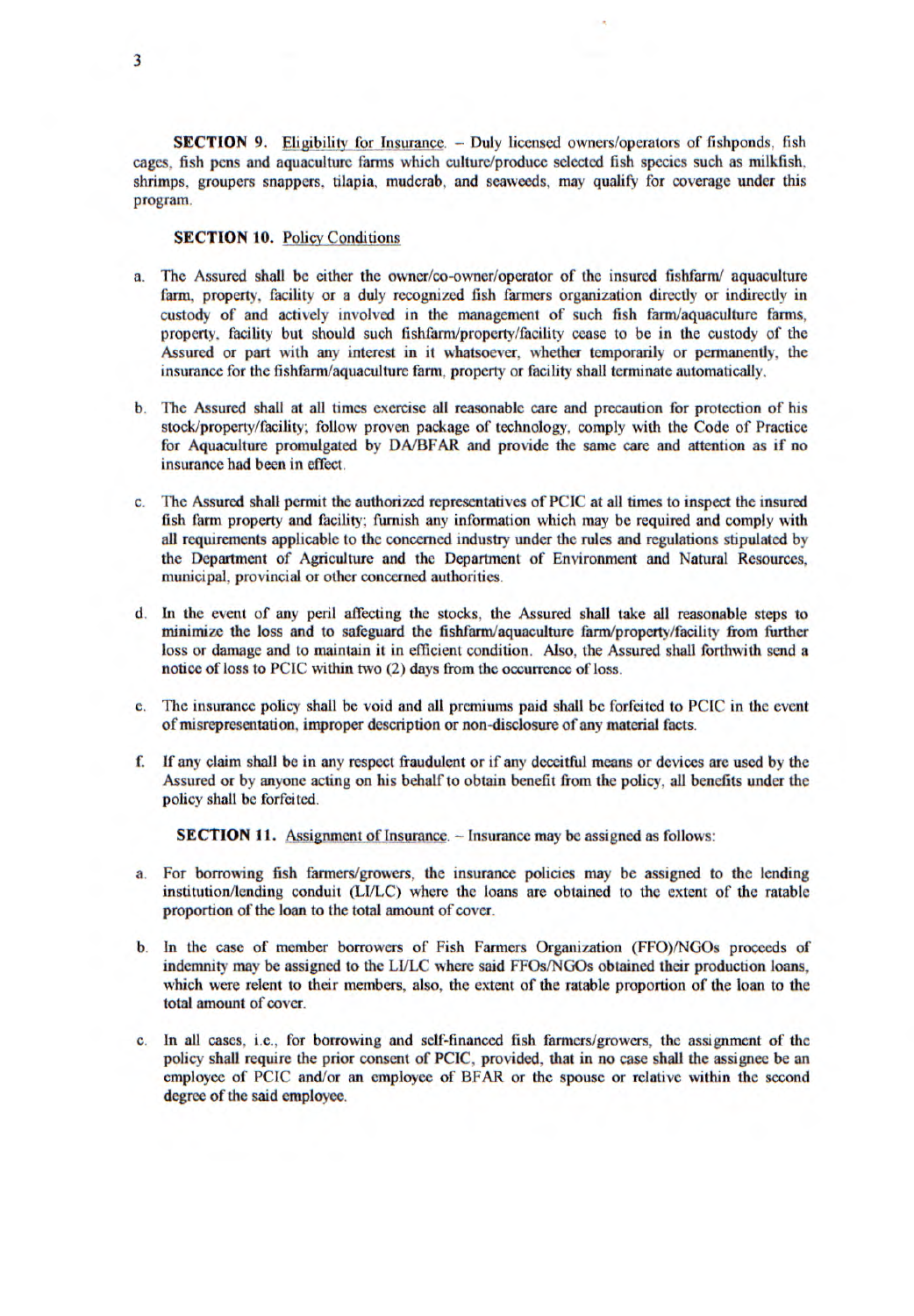**SECTION 9.** Eligibility for Insurance. – Duly licensed owners/operators of fishponds, fish cages, fish pens and aquaculture farms which culture/produce selected fish species such as milkfish, shrimps, groupers snappers, tilapia, mudcrab, and seaweeds, may qualify for coverage under this program.

**SECTION 10.** Policy Conditions

a. The Assured shall be either the owner/co-owner/operator of the insured fishfarm/ aquaculture farm, property, facility or a duly recognized fish farmers organization directly or indirectly in custody of and actively involved in the management of such fish farm/aquaculture farms, property, facility but should such fishfarm/property/facility cease to be in the custody of the Assured or part with any interest in it whatsoever, whether temporarily or permanently, the insurance for the fishfarm/aquaculture farm, property or facility shall terminate automatically.

b. The Assured shall at all times exercise all reasonable care and precaution for protection of his stock/property/facility; follow proven package of technology, comply with the Code of Practice for Aquaculture promulgated by DA/BFAR and provide the same care and attention as if no insurance had been in effect.

c. The Assured shall permit the authorized representatives of PCIC at all times to inspect the insured fish farm property and facility; furnish any information which may be required and comply with all requirements applicable to the concerned industry under the rules and regulations stipulated by the Department of Agriculture and the Department of Environment and Natural Resources, municipal, provincial or other concerned authorities.

d. In the event of any peril affecting the stocks, the Assured shall take all reasonable steps to minimize the loss and to safeguard the fishfarm/aquaculture farm/property/facility from further loss or damage and to maintain it in efficient condition. Also, the Assured shall forthwith send a notice of loss to PCIC within two (2) days from the occurrence of loss.

e. The insurance policy shall be void and all premiums paid shall be forfeited to PCIC in the event of misrepresentation, improper description or non-disclosure of any material facts.

f. If any claim shall be in any respect fraudulent or if any deceitful means or devices are used by the Assured or by anyone acting on his behalf to obtain benefit from the policy, all benefits under the policy shall be forfeited.

**SECTION 11.** Assignment of Insurance. – Insurance may be assigned as follows:

a. For borrowing fish farmers/growers, the insurance policies may be assigned to the lending institution/lending conduit (LI/LC) where the loans are obtained to the extent of the ratable proportion of the loan to the total amount of cover.

b. In the case of member borrowers of Fish Farmers Organization (FFO)/NGOs proceeds of indemnity may be assigned to the LI/LC where said FFOs/NGOs obtained their production loans, which were relent to their members, also, the extent of the ratable proportion of the loan to the total amount of cover.

c. In all cases, i.e., for borrowing and self-financed fish farmers/growers, the assignment of the policy shall require the prior consent of PCIC, provided, that in no case shall the assignee be an employee of PCIC and/or an employee of BFAR or the spouse or relative within the second degree of the said employee.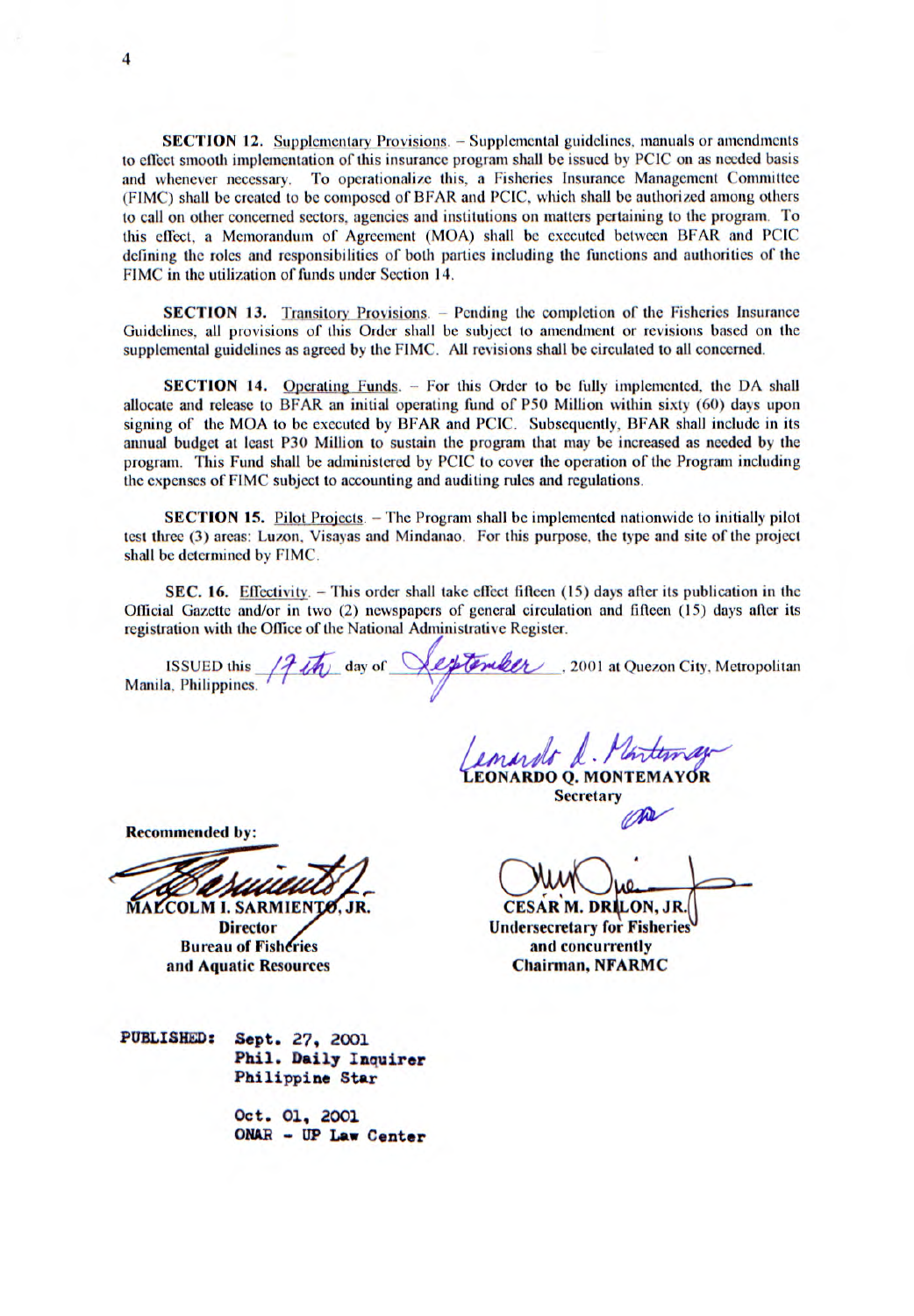**SECTION 12.** Supplementary Provisions. – Supplemental guidelines, manuals or amendments to effect smooth implementation of this insurance program shall be issued by PCIC on as needed basis and whenever necessary. To operationalize this, a Fisheries Insurance Management Committee (FIMC) shall be created to be composed of BFAR and PCIC, which shall be authorized among others to call on other concerned sectors, agencies and institutions on matters pertaining to the program. To this effect, a Memorandum of Agreement (MOA) shall be executed between BFAR and PCIC defining the roles and responsibilities of both parties including the functions and authorities of the FIMC in the utilization of funds under Section 14.

**SECTION 13.** Transitory Provisions. – Pending the completion of the Fisheries Insurance Guidelines, all provisions of this Order shall be subject to amendment or revisions based on the supplemental guidelines as agreed by the FIMC. All revisions shall be circulated to all concerned.

**SECTION 14.** Operating Funds. – For this Order to be fully implemented, the DA shall allocate and release to BFAR an initial operating fund of P50 Million within sixty (60) days upon signing of the MOA to be executed by BFAR and PCIC. Subsequently, BFAR shall include in its annual budget at least P30 Million to sustain the program that may be increased as needed by the program. This Fund shall be administered by PCIC to cover the operation of the Program including the expenses of FIMC subject to accounting and auditing rules and regulations.

**SECTION 15.** Pilot Projects. – The Program shall be implemented nationwide to initially pilot test three (3) areas: Luzon, Visayas and Mindanao. For this purpose, the type and site of the project shall be determined by FIMC.

**SEC. 16.** Effectivity. – This order shall take effect fifteen (15) days after its publication in the Official Gazette and/or in two (2) newspapers of general circulation and fifteen (15) days after its registration with the Office of the National Administrative Register.

ISSUED this 17th day of September, 2001 at Quezon City, Metropolitan Manila, Philippines.

**LEONARDO Q. MONTEMAYOR**
**Secretary**

**Recommended by:**

**MALCOLM I. SARMIENTO, JR.**
**Director**
**Bureau of Fisheries and Aquatic Resources**

**CESAR M. DRILON, JR.**
**Undersecretary for Fisheries and concurrently Chairman, NFARMC**

**PUBLISHED:** Sept. 27, 2001
Phil. Daily Inquirer
Philippine Star

Oct. 01, 2001
ONAR - UP Law Center